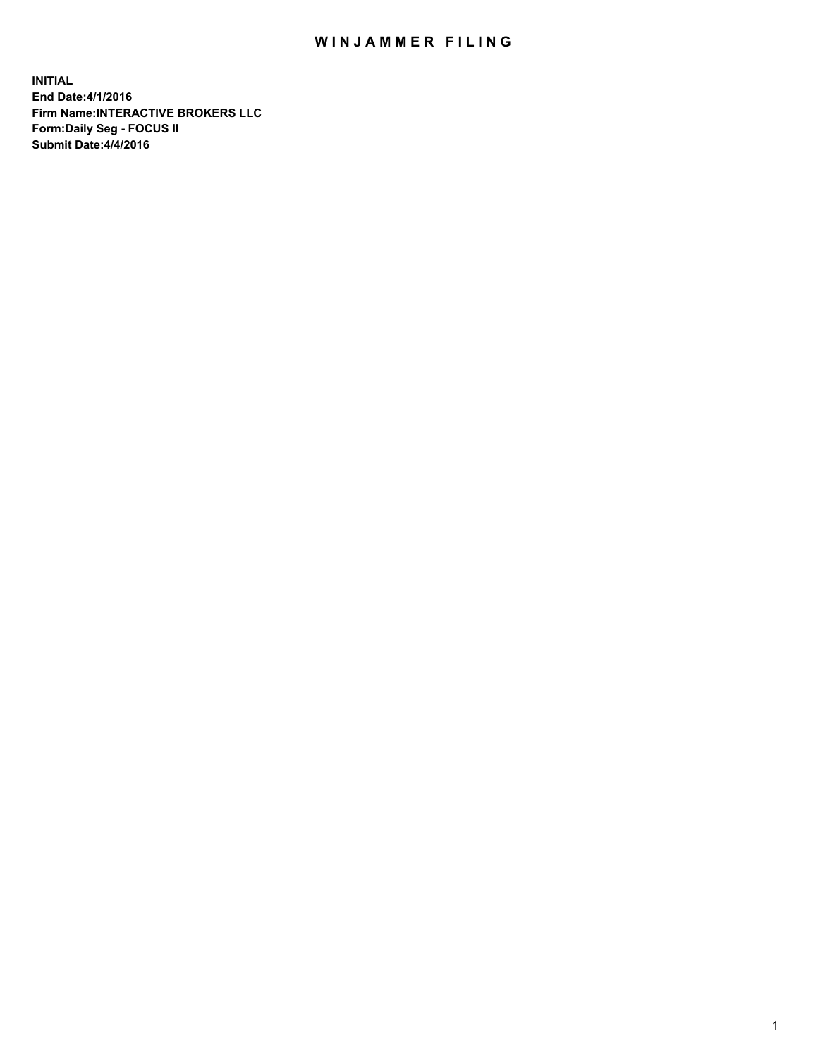# WINJAMMER FILING

**INITIAL**
**End Date:4/1/2016**
**Firm Name:INTERACTIVE BROKERS LLC**
**Form:Daily Seg - FOCUS II**
**Submit Date:4/4/2016**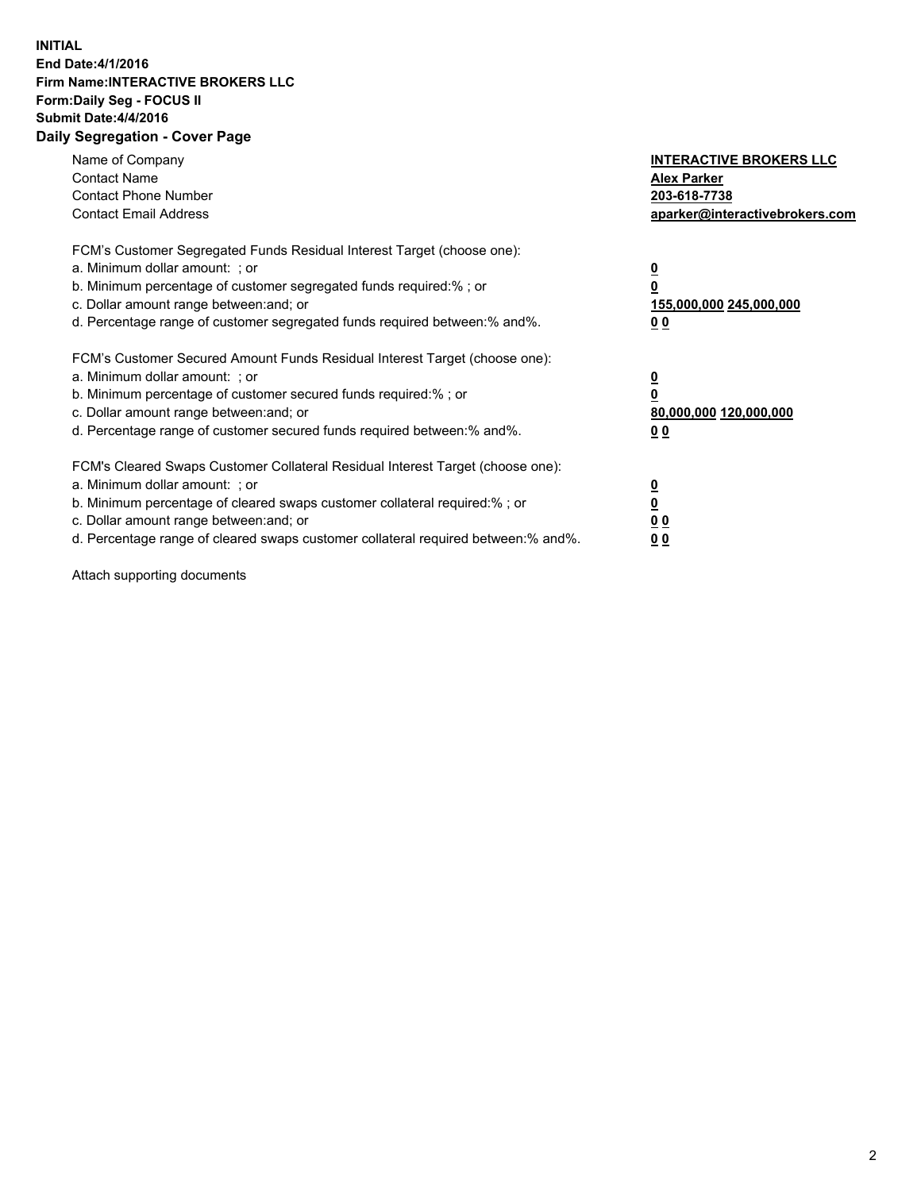**INITIAL**
**End Date:4/1/2016**
**Firm Name:INTERACTIVE BROKERS LLC**
**Form:Daily Seg - FOCUS II**
**Submit Date:4/4/2016**

## Daily Segregation - Cover Page

| | |
|---|---|
| Name of Company | **INTERACTIVE BROKERS LLC** |
| Contact Name | **Alex Parker** |
| Contact Phone Number | **203-618-7738** |
| Contact Email Address | **aparker@interactivebrokers.com** |

FCM's Customer Segregated Funds Residual Interest Target (choose one):

| | |
|---|---|
| a. Minimum dollar amount: ; or | **0** |
| b. Minimum percentage of customer segregated funds required:% ; or | **0** |
| c. Dollar amount range between:and; or | **155,000,000 245,000,000** |
| d. Percentage range of customer segregated funds required between:% and%. | **0 0** |

FCM's Customer Secured Amount Funds Residual Interest Target (choose one):

| | |
|---|---|
| a. Minimum dollar amount: ; or | **0** |
| b. Minimum percentage of customer secured funds required:% ; or | **0** |
| c. Dollar amount range between:and; or | **80,000,000 120,000,000** |
| d. Percentage range of customer secured funds required between:% and%. | **0 0** |

FCM's Cleared Swaps Customer Collateral Residual Interest Target (choose one):

| | |
|---|---|
| a. Minimum dollar amount: ; or | **0** |
| b. Minimum percentage of cleared swaps customer collateral required:% ; or | **0** |
| c. Dollar amount range between:and; or | **0 0** |
| d. Percentage range of cleared swaps customer collateral required between:% and%. | **0 0** |

Attach supporting documents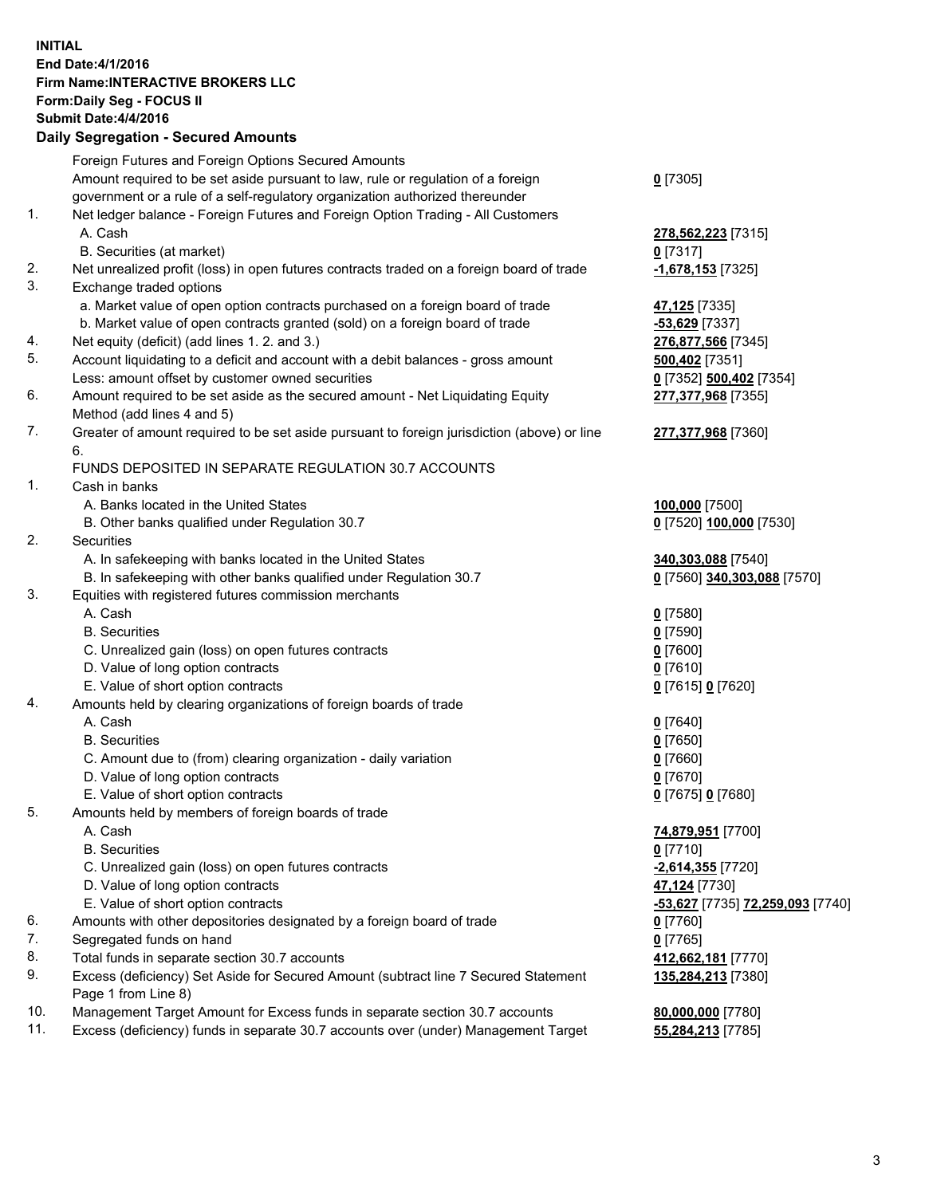**INITIAL**
**End Date:4/1/2016**
**Firm Name:INTERACTIVE BROKERS LLC**
**Form:Daily Seg - FOCUS II**
**Submit Date:4/4/2016**

**Daily Segregation - Secured Amounts**

| | | |
|---|---|---|
| | Foreign Futures and Foreign Options Secured Amounts | |
| | Amount required to be set aside pursuant to law, rule or regulation of a foreign government or a rule of a self-regulatory organization authorized thereunder | **0** [7305] |
| 1. | Net ledger balance - Foreign Futures and Foreign Option Trading - All Customers | |
| | A. Cash | **278,562,223** [7315] |
| | B. Securities (at market) | **0** [7317] |
| 2. | Net unrealized profit (loss) in open futures contracts traded on a foreign board of trade | **-1,678,153** [7325] |
| 3. | Exchange traded options | |
| | a. Market value of open option contracts purchased on a foreign board of trade | **47,125** [7335] |
| | b. Market value of open contracts granted (sold) on a foreign board of trade | **-53,629** [7337] |
| 4. | Net equity (deficit) (add lines 1. 2. and 3.) | **276,877,566** [7345] |
| 5. | Account liquidating to a deficit and account with a debit balances - gross amount | **500,402** [7351] |
| | Less: amount offset by customer owned securities | **0** [7352] **500,402** [7354] |
| 6. | Amount required to be set aside as the secured amount - Net Liquidating Equity Method (add lines 4 and 5) | **277,377,968** [7355] |
| 7. | Greater of amount required to be set aside pursuant to foreign jurisdiction (above) or line 6. | **277,377,968** [7360] |
| | FUNDS DEPOSITED IN SEPARATE REGULATION 30.7 ACCOUNTS | |
| 1. | Cash in banks | |
| | A. Banks located in the United States | **100,000** [7500] |
| | B. Other banks qualified under Regulation 30.7 | **0** [7520] **100,000** [7530] |
| 2. | Securities | |
| | A. In safekeeping with banks located in the United States | **340,303,088** [7540] |
| | B. In safekeeping with other banks qualified under Regulation 30.7 | **0** [7560] **340,303,088** [7570] |
| 3. | Equities with registered futures commission merchants | |
| | A. Cash | **0** [7580] |
| | B. Securities | **0** [7590] |
| | C. Unrealized gain (loss) on open futures contracts | **0** [7600] |
| | D. Value of long option contracts | **0** [7610] |
| | E. Value of short option contracts | **0** [7615] **0** [7620] |
| 4. | Amounts held by clearing organizations of foreign boards of trade | |
| | A. Cash | **0** [7640] |
| | B. Securities | **0** [7650] |
| | C. Amount due to (from) clearing organization - daily variation | **0** [7660] |
| | D. Value of long option contracts | **0** [7670] |
| | E. Value of short option contracts | **0** [7675] **0** [7680] |
| 5. | Amounts held by members of foreign boards of trade | |
| | A. Cash | **74,879,951** [7700] |
| | B. Securities | **0** [7710] |
| | C. Unrealized gain (loss) on open futures contracts | **-2,614,355** [7720] |
| | D. Value of long option contracts | **47,124** [7730] |
| | E. Value of short option contracts | **-53,627** [7735] **72,259,093** [7740] |
| 6. | Amounts with other depositories designated by a foreign board of trade | **0** [7760] |
| 7. | Segregated funds on hand | **0** [7765] |
| 8. | Total funds in separate section 30.7 accounts | **412,662,181** [7770] |
| 9. | Excess (deficiency) Set Aside for Secured Amount (subtract line 7 Secured Statement Page 1 from Line 8) | **135,284,213** [7380] |
| 10. | Management Target Amount for Excess funds in separate section 30.7 accounts | **80,000,000** [7780] |
| 11. | Excess (deficiency) funds in separate 30.7 accounts over (under) Management Target | **55,284,213** [7785] |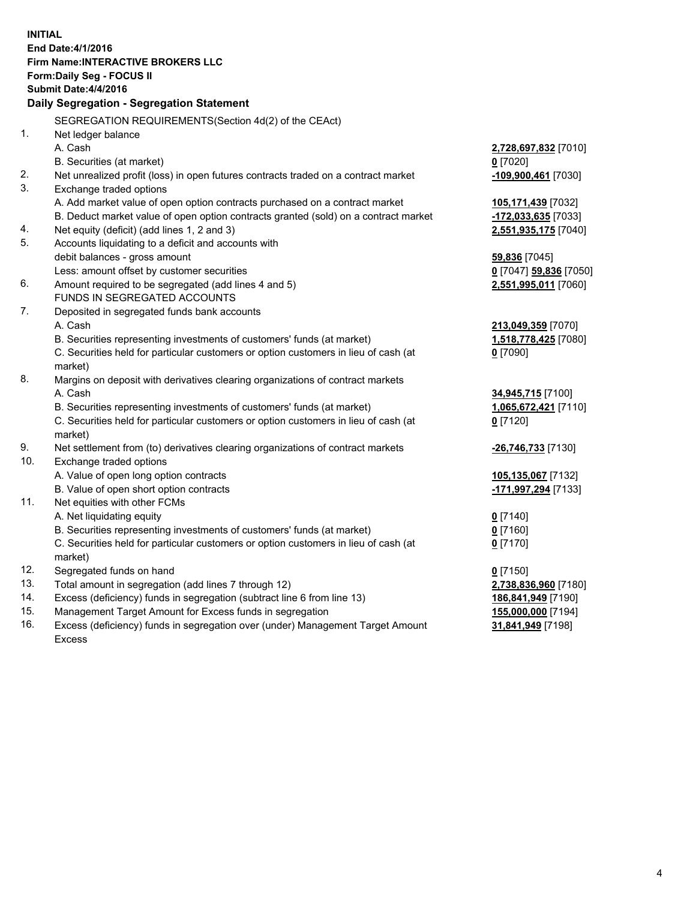**INITIAL**
**End Date:4/1/2016**
**Firm Name:INTERACTIVE BROKERS LLC**
**Form:Daily Seg - FOCUS II**
**Submit Date:4/4/2016**

## Daily Segregation - Segregation Statement

| | | |
|---|---|---|
| | SEGREGATION REQUIREMENTS(Section 4d(2) of the CEAct) | |
| 1. | Net ledger balance | |
| | A. Cash | **2,728,697,832** [7010] |
| | B. Securities (at market) | **0** [7020] |
| 2. | Net unrealized profit (loss) in open futures contracts traded on a contract market | **-109,900,461** [7030] |
| 3. | Exchange traded options | |
| | A. Add market value of open option contracts purchased on a contract market | **105,171,439** [7032] |
| | B. Deduct market value of open option contracts granted (sold) on a contract market | **-172,033,635** [7033] |
| 4. | Net equity (deficit) (add lines 1, 2 and 3) | **2,551,935,175** [7040] |
| 5. | Accounts liquidating to a deficit and accounts with debit balances - gross amount | **59,836** [7045] |
| | Less: amount offset by customer securities | **0** [7047] **59,836** [7050] |
| 6. | Amount required to be segregated (add lines 4 and 5) | **2,551,995,011** [7060] |
| | FUNDS IN SEGREGATED ACCOUNTS | |
| 7. | Deposited in segregated funds bank accounts | |
| | A. Cash | **213,049,359** [7070] |
| | B. Securities representing investments of customers' funds (at market) | **1,518,778,425** [7080] |
| | C. Securities held for particular customers or option customers in lieu of cash (at market) | **0** [7090] |
| 8. | Margins on deposit with derivatives clearing organizations of contract markets | |
| | A. Cash | **34,945,715** [7100] |
| | B. Securities representing investments of customers' funds (at market) | **1,065,672,421** [7110] |
| | C. Securities held for particular customers or option customers in lieu of cash (at market) | **0** [7120] |
| 9. | Net settlement from (to) derivatives clearing organizations of contract markets | **-26,746,733** [7130] |
| 10. | Exchange traded options | |
| | A. Value of open long option contracts | **105,135,067** [7132] |
| | B. Value of open short option contracts | **-171,997,294** [7133] |
| 11. | Net equities with other FCMs | |
| | A. Net liquidating equity | **0** [7140] |
| | B. Securities representing investments of customers' funds (at market) | **0** [7160] |
| | C. Securities held for particular customers or option customers in lieu of cash (at market) | **0** [7170] |
| 12. | Segregated funds on hand | **0** [7150] |
| 13. | Total amount in segregation (add lines 7 through 12) | **2,738,836,960** [7180] |
| 14. | Excess (deficiency) funds in segregation (subtract line 6 from line 13) | **186,841,949** [7190] |
| 15. | Management Target Amount for Excess funds in segregation | **155,000,000** [7194] |
| 16. | Excess (deficiency) funds in segregation over (under) Management Target Amount Excess | **31,841,949** [7198] |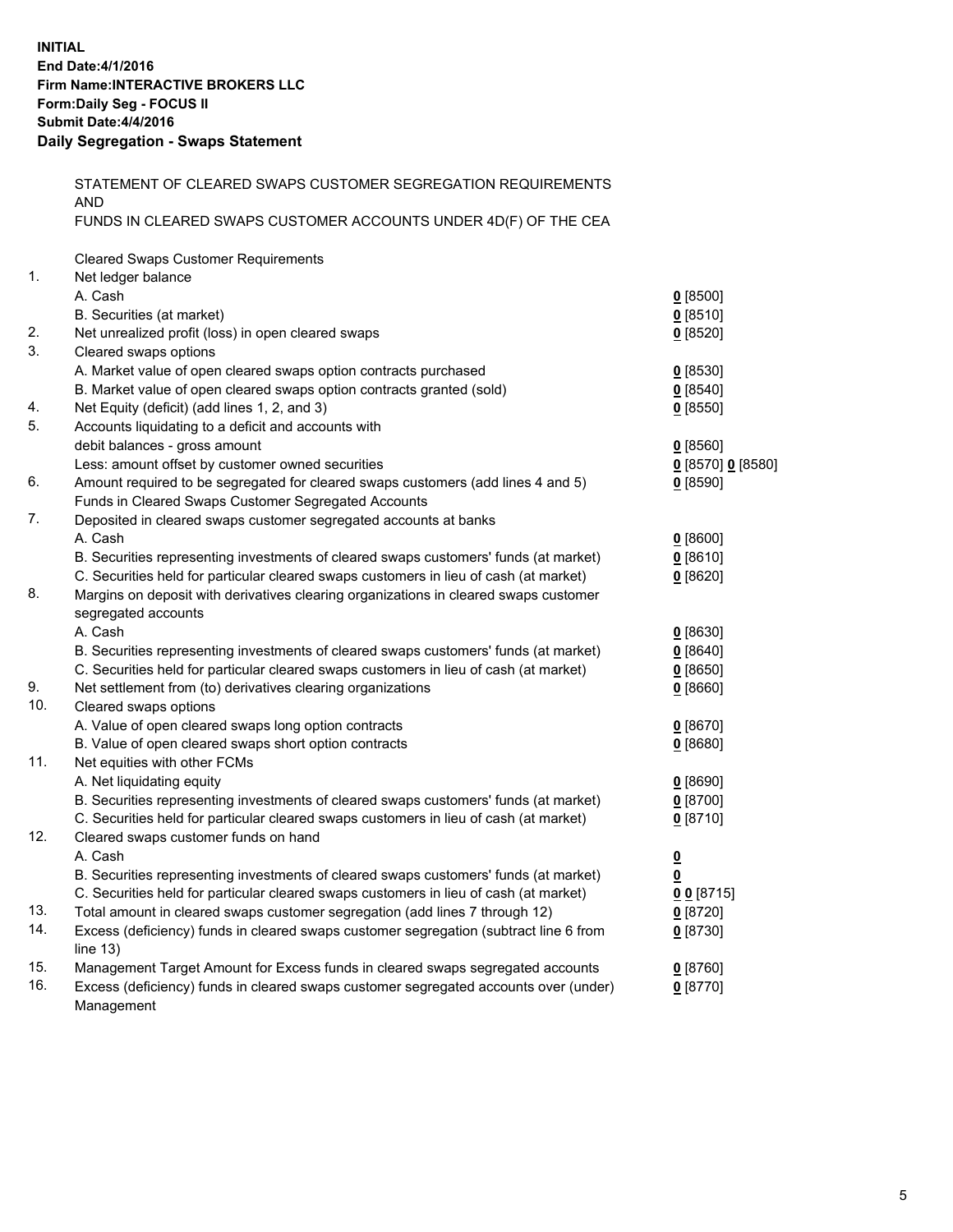**INITIAL**
**End Date:4/1/2016**
**Firm Name:INTERACTIVE BROKERS LLC**
**Form:Daily Seg - FOCUS II**
**Submit Date:4/4/2016**
**Daily Segregation - Swaps Statement**

STATEMENT OF CLEARED SWAPS CUSTOMER SEGREGATION REQUIREMENTS AND FUNDS IN CLEARED SWAPS CUSTOMER ACCOUNTS UNDER 4D(F) OF THE CEA

| | | |
|---|---|---|
| | Cleared Swaps Customer Requirements | |
| 1. | Net ledger balance | |
| | A. Cash | 0 [8500] |
| | B. Securities (at market) | 0 [8510] |
| 2. | Net unrealized profit (loss) in open cleared swaps | 0 [8520] |
| 3. | Cleared swaps options | |
| | A. Market value of open cleared swaps option contracts purchased | 0 [8530] |
| | B. Market value of open cleared swaps option contracts granted (sold) | 0 [8540] |
| 4. | Net Equity (deficit) (add lines 1, 2, and 3) | 0 [8550] |
| 5. | Accounts liquidating to a deficit and accounts with debit balances - gross amount | 0 [8560] |
| | Less: amount offset by customer owned securities | 0 [8570] 0 [8580] |
| 6. | Amount required to be segregated for cleared swaps customers (add lines 4 and 5) | 0 [8590] |
| | Funds in Cleared Swaps Customer Segregated Accounts | |
| 7. | Deposited in cleared swaps customer segregated accounts at banks | |
| | A. Cash | 0 [8600] |
| | B. Securities representing investments of cleared swaps customers' funds (at market) | 0 [8610] |
| | C. Securities held for particular cleared swaps customers in lieu of cash (at market) | 0 [8620] |
| 8. | Margins on deposit with derivatives clearing organizations in cleared swaps customer segregated accounts | |
| | A. Cash | 0 [8630] |
| | B. Securities representing investments of cleared swaps customers' funds (at market) | 0 [8640] |
| | C. Securities held for particular cleared swaps customers in lieu of cash (at market) | 0 [8650] |
| 9. | Net settlement from (to) derivatives clearing organizations | 0 [8660] |
| 10. | Cleared swaps options | |
| | A. Value of open cleared swaps long option contracts | 0 [8670] |
| | B. Value of open cleared swaps short option contracts | 0 [8680] |
| 11. | Net equities with other FCMs | |
| | A. Net liquidating equity | 0 [8690] |
| | B. Securities representing investments of cleared swaps customers' funds (at market) | 0 [8700] |
| | C. Securities held for particular cleared swaps customers in lieu of cash (at market) | 0 [8710] |
| 12. | Cleared swaps customer funds on hand | |
| | A. Cash | 0 |
| | B. Securities representing investments of cleared swaps customers' funds (at market) | 0 |
| | C. Securities held for particular cleared swaps customers in lieu of cash (at market) | 0 0 [8715] |
| 13. | Total amount in cleared swaps customer segregation (add lines 7 through 12) | 0 [8720] |
| 14. | Excess (deficiency) funds in cleared swaps customer segregation (subtract line 6 from line 13) | 0 [8730] |
| 15. | Management Target Amount for Excess funds in cleared swaps segregated accounts | 0 [8760] |
| 16. | Excess (deficiency) funds in cleared swaps customer segregated accounts over (under) Management | 0 [8770] |